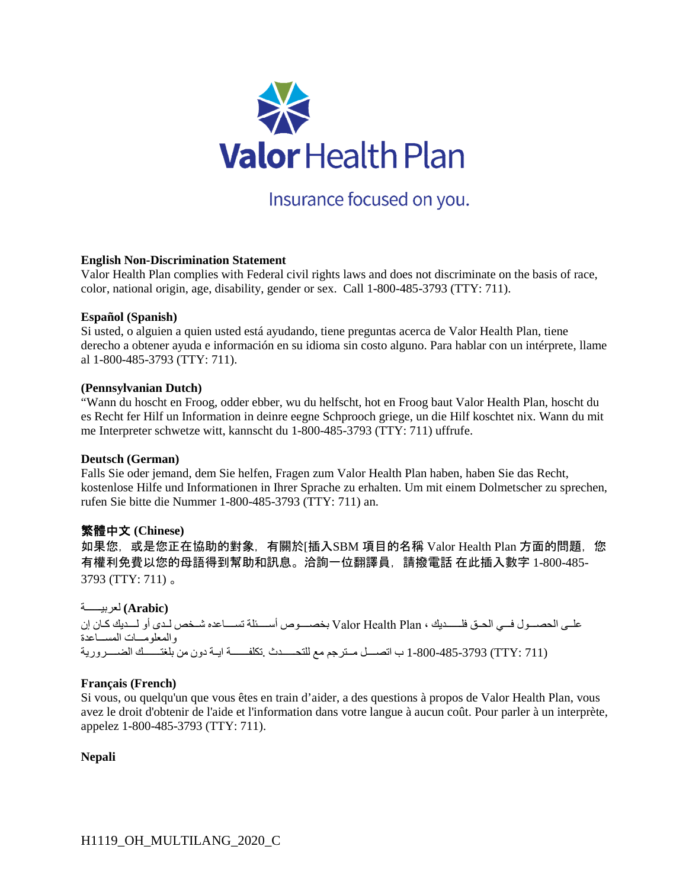# Valor Health Plan

Insurance focused on you.

**English Non-Discrimination Statement**
Valor Health Plan complies with Federal civil rights laws and does not discriminate on the basis of race, color, national origin, age, disability, gender or sex. Call 1-800-485-3793 (TTY: 711).

**Español (Spanish)**
Si usted, o alguien a quien usted está ayudando, tiene preguntas acerca de Valor Health Plan, tiene derecho a obtener ayuda e información en su idioma sin costo alguno. Para hablar con un intérprete, llame al 1-800-485-3793 (TTY: 711).

**(Pennsylvanian Dutch)**
"Wann du hoscht en Froog, odder ebber, wu du helfscht, hot en Froog baut Valor Health Plan, hoscht du es Recht fer Hilf un Information in deinre eegne Schprooch griege, un die Hilf koschtet nix. Wann du mit me Interpreter schwetze witt, kannscht du 1-800-485-3793 (TTY: 711) uffrufe.

**Deutsch (German)**
Falls Sie oder jemand, dem Sie helfen, Fragen zum Valor Health Plan haben, haben Sie das Recht, kostenlose Hilfe und Informationen in Ihrer Sprache zu erhalten. Um mit einem Dolmetscher zu sprechen, rufen Sie bitte die Nummer 1-800-485-3793 (TTY: 711) an.

**繁體中文 (Chinese)**
如果您，或是您正在協助的對象，有關於[插入SBM 項目的名稱 Valor Health Plan 方面的問題，您有權利免費以您的母語得到幫助和訊息。洽詢一位翻譯員，請撥電話 在此插入數字 1-800-485-3793 (TTY: 711) 。

**لعربيـــــة (Arabic)**
إن كـان لـــديك أو لـدى شـخص تســـاعده أســـئلة بخصـــوص Valor Health Plan ، فلـــديك الحـق فـــي الحصـــول علـى المســـاعدة والمعلومـــات
الضـــرورية بلغتـــك من دون ايـة تكلفـــة .للتحـــدث مع مـترجم اتصـــل ب 1-800-485-3793 (TTY: 711)

**Français (French)**
Si vous, ou quelqu'un que vous êtes en train d'aider, a des questions à propos de Valor Health Plan, vous avez le droit d'obtenir de l'aide et l'information dans votre langue à aucun coût. Pour parler à un interprète, appelez 1-800-485-3793 (TTY: 711).

**Nepali**

H1119_OH_MULTILANG_2020_C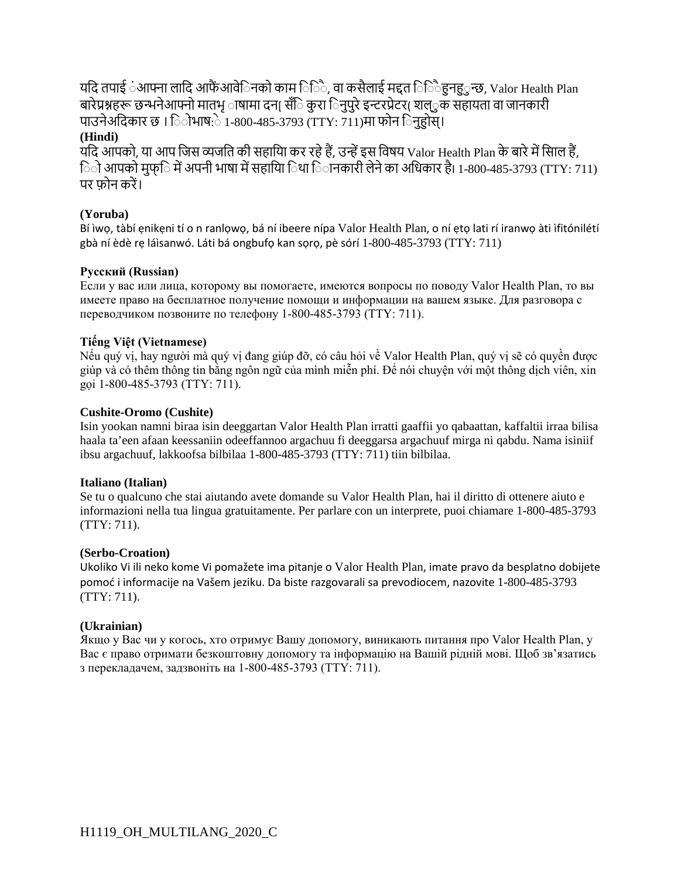यदि तपाई ंआफ्ना लादि आफैंआवेिनको काम िििै, वा कसैलाई मद्दत िििैहुनहुुन्छ, Valor Health Plan बारेप्रश्नहरू छन्भनेआफ्नो मातभृ ाषामा दन[ सँि कुरा िनुपुरे इन्टरप्रेटर( शलुक सहायता वा जानकारी पाउनेअदिकार छ । िोभाष:े 1-800-485-3793 (TTY: 711)मा फोन िनुहोस्।

**(Hindi)**

यदि आपको, या आप जिस व्यजति की सहायिा कर रहे हैं, उन्हें इस विषय Valor Health Plan के बारे में सिाल हैं, िो आपको मुफ्ि में अपनी भाषा में सहायिा िथा िानकारी लेने का अधिकार है। 1-800-485-3793 (TTY: 711) पर फ़ोन करें।

**(Yoruba)**

Bí ìwọ, tàbí ẹnikẹni tí o n ranlọwọ, bá ní ibeere nípa Valor Health Plan, o ní ẹtọ lati rí iranwọ àti ìfitónilétí gbà ní èdè rẹ láìsanwó. Láti bá ongbufọ kan sọrọ, pè sórí 1-800-485-3793 (TTY: 711)

**Русский (Russian)**

Если у вас или лица, которому вы помогаете, имеются вопросы по поводу Valor Health Plan, то вы имеете право на бесплатное получение помощи и информации на вашем языке. Для разговора с переводчиком позвоните по телефону 1-800-485-3793 (TTY: 711).

**Tiếng Việt (Vietnamese)**

Nếu quý vị, hay người mà quý vị đang giúp đỡ, có câu hỏi về Valor Health Plan, quý vị sẽ có quyền được giúp và có thêm thông tin bằng ngôn ngữ của mình miễn phí. Để nói chuyện với một thông dịch viên, xin gọi 1-800-485-3793 (TTY: 711).

**Cushite-Oromo (Cushite)**

Isin yookan namni biraa isin deeggartan Valor Health Plan irratti gaaffii yo qabaattan, kaffaltii irraa bilisa haala ta'een afaan keessaniin odeeffannoo argachuu fi deeggarsa argachuuf mirga ni qabdu. Nama isiniif ibsu argachuuf, lakkoofsa bilbilaa 1-800-485-3793 (TTY: 711) tiin bilbilaa.

**Italiano (Italian)**

Se tu o qualcuno che stai aiutando avete domande su Valor Health Plan, hai il diritto di ottenere aiuto e informazioni nella tua lingua gratuitamente. Per parlare con un interprete, puoi chiamare 1-800-485-3793 (TTY: 711).

**(Serbo-Croation)**

Ukoliko Vi ili neko kome Vi pomažete ima pitanje o Valor Health Plan, imate pravo da besplatno dobijete pomoć i informacije na Vašem jeziku. Da biste razgovarali sa prevodiocem, nazovite 1-800-485-3793 (TTY: 711).

**(Ukrainian)**

Якщо у Вас чи у когось, хто отримує Вашу допомогу, виникають питання про Valor Health Plan, у Вас є право отримати безкоштовну допомогу та інформацію на Вашій рідній мові. Щоб зв'язатись з перекладачем, задзвоніть на 1-800-485-3793 (TTY: 711).

H1119_OH_MULTILANG_2020_C